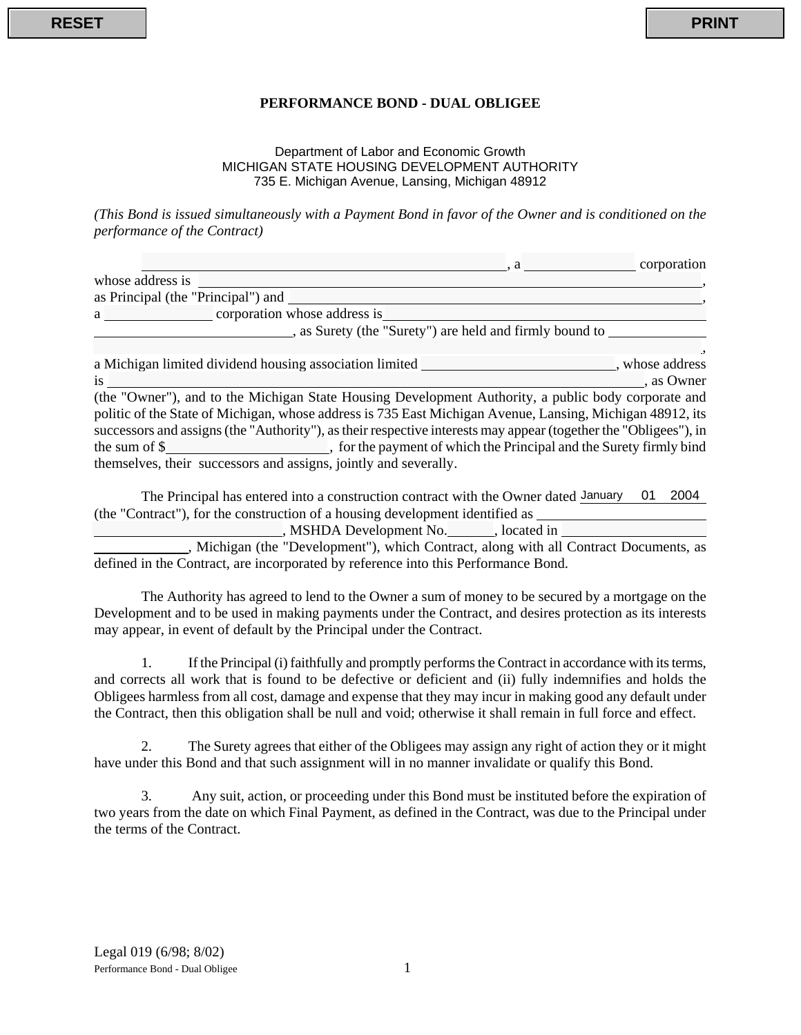# PERFORMANCE BOND - DUAL OBLIGEE

Department of Labor and Economic Growth
MICHIGAN STATE HOUSING DEVELOPMENT AUTHORITY
735 E. Michigan Avenue, Lansing, Michigan 48912

*(This Bond is issued simultaneously with a Payment Bond in favor of the Owner and is conditioned on the performance of the Contract)*

______________________________, a ______________ corporation whose address is ______________________________, as Principal (the "Principal") and ______________________________, a ______________ corporation whose address is ______________________________, as Surety (the "Surety") are held and firmly bound to ______________________________, a Michigan limited dividend housing association limited ______________________, whose address is ______________________________, as Owner (the "Owner"), and to the Michigan State Housing Development Authority, a public body corporate and politic of the State of Michigan, whose address is 735 East Michigan Avenue, Lansing, Michigan 48912, its successors and assigns (the "Authority"), as their respective interests may appear (together the "Obligees"), in the sum of $____________________, for the payment of which the Principal and the Surety firmly bind themselves, their successors and assigns, jointly and severally.

The Principal has entered into a construction contract with the Owner dated January 01 2004 (the "Contract"), for the construction of a housing development identified as ______________________________, MSHDA Development No.______, located in ______________________, Michigan (the "Development"), which Contract, along with all Contract Documents, as defined in the Contract, are incorporated by reference into this Performance Bond.

The Authority has agreed to lend to the Owner a sum of money to be secured by a mortgage on the Development and to be used in making payments under the Contract, and desires protection as its interests may appear, in event of default by the Principal under the Contract.

1. If the Principal (i) faithfully and promptly performs the Contract in accordance with its terms, and corrects all work that is found to be defective or deficient and (ii) fully indemnifies and holds the Obligees harmless from all cost, damage and expense that they may incur in making good any default under the Contract, then this obligation shall be null and void; otherwise it shall remain in full force and effect.

2. The Surety agrees that either of the Obligees may assign any right of action they or it might have under this Bond and that such assignment will in no manner invalidate or qualify this Bond.

3. Any suit, action, or proceeding under this Bond must be instituted before the expiration of two years from the date on which Final Payment, as defined in the Contract, was due to the Principal under the terms of the Contract.

Legal 019 (6/98; 8/02)
Performance Bond - Dual Obligee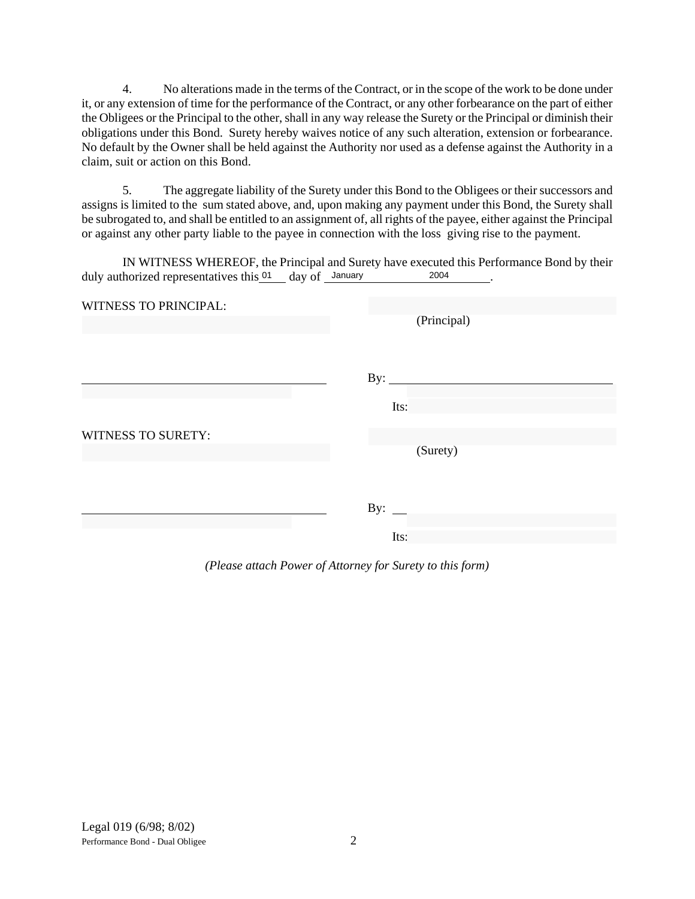4. No alterations made in the terms of the Contract, or in the scope of the work to be done under it, or any extension of time for the performance of the Contract, or any other forbearance on the part of either the Obligees or the Principal to the other, shall in any way release the Surety or the Principal or diminish their obligations under this Bond. Surety hereby waives notice of any such alteration, extension or forbearance. No default by the Owner shall be held against the Authority nor used as a defense against the Authority in a claim, suit or action on this Bond.

5. The aggregate liability of the Surety under this Bond to the Obligees or their successors and assigns is limited to the sum stated above, and, upon making any payment under this Bond, the Surety shall be subrogated to, and shall be entitled to an assignment of, all rights of the payee, either against the Principal or against any other party liable to the payee in connection with the loss giving rise to the payment.

IN WITNESS WHEREOF, the Principal and Surety have executed this Performance Bond by their duly authorized representatives this 01 day of January 2004.

WITNESS TO PRINCIPAL:

(Principal)

\_\_\_\_\_\_\_\_\_\_\_\_\_\_\_\_\_\_\_\_\_\_\_\_\_\_\_\_\_\_ By: \_\_\_\_\_\_\_\_\_\_\_\_\_\_\_\_\_\_\_\_\_\_\_\_\_\_\_\_\_\_

Its:

WITNESS TO SURETY:

(Surety)

\_\_\_\_\_\_\_\_\_\_\_\_\_\_\_\_\_\_\_\_\_\_\_\_\_\_\_\_\_\_ By: \_\_\_

Its:

*(Please attach Power of Attorney for Surety to this form)*

Legal 019 (6/98; 8/02)
Performance Bond - Dual Obligee